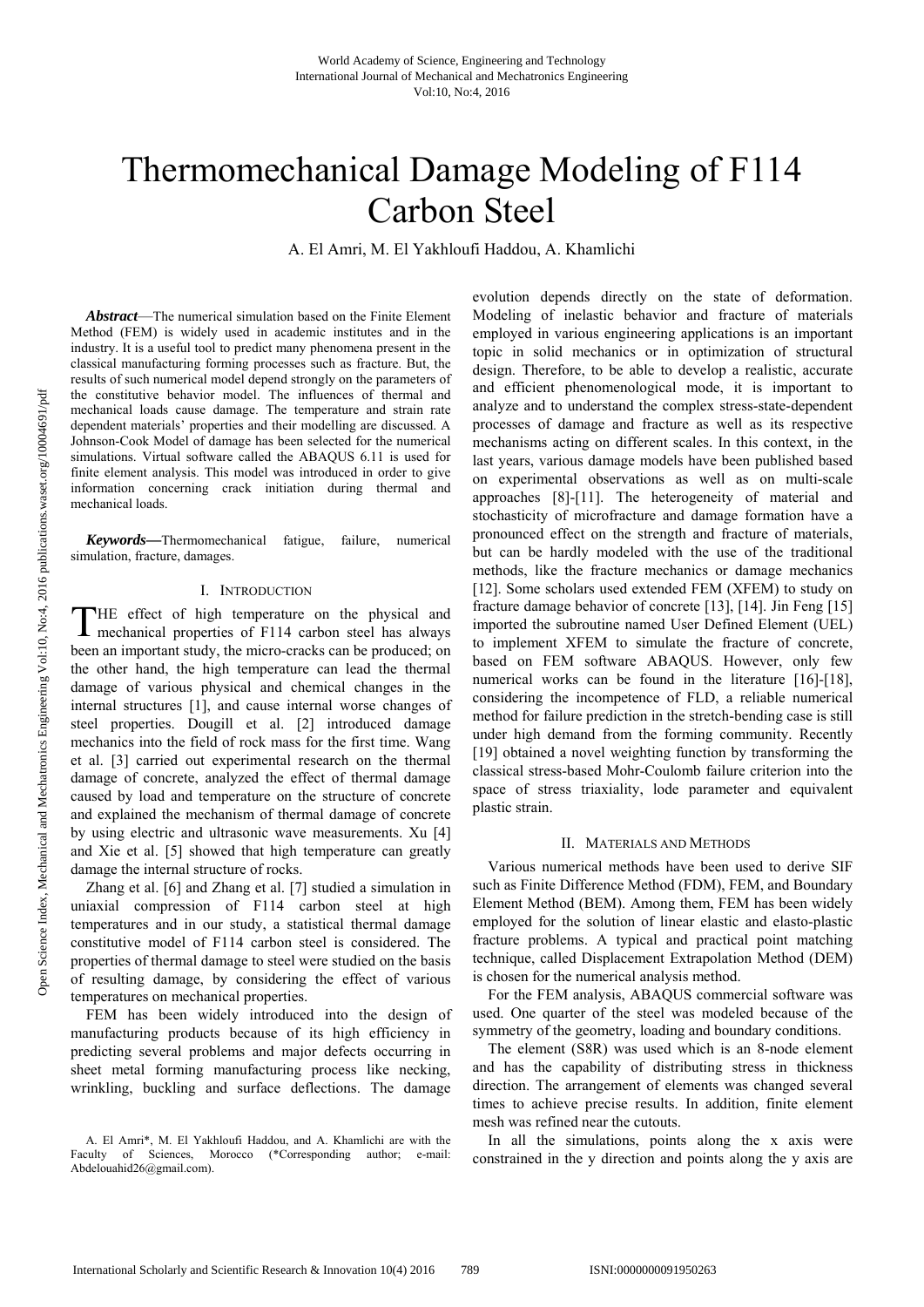# Thermomechanical Damage Modeling of F114 Carbon Steel

A. El Amri, M. El Yakhloufi Haddou, A. Khamlichi

***Abstract*****—**The numerical simulation based on the Finite Element Method (FEM) is widely used in academic institutes and in the industry. It is a useful tool to predict many phenomena present in the classical manufacturing forming processes such as fracture. But, the results of such numerical model depend strongly on the parameters of the constitutive behavior model. The influences of thermal and mechanical loads cause damage. The temperature and strain rate dependent materials' properties and their modelling are discussed. A Johnson-Cook Model of damage has been selected for the numerical simulations. Virtual software called the ABAQUS 6.11 is used for finite element analysis. This model was introduced in order to give information concerning crack initiation during thermal and mechanical loads.

***Keywords*****—**Thermomechanical fatigue, failure, numerical simulation, fracture, damages.

## I. Introduction

THE effect of high temperature on the physical and mechanical properties of F114 carbon steel has always been an important study, the micro-cracks can be produced; on the other hand, the high temperature can lead the thermal damage of various physical and chemical changes in the internal structures [1], and cause internal worse changes of steel properties. Dougill et al. [2] introduced damage mechanics into the field of rock mass for the first time. Wang et al. [3] carried out experimental research on the thermal damage of concrete, analyzed the effect of thermal damage caused by load and temperature on the structure of concrete and explained the mechanism of thermal damage of concrete by using electric and ultrasonic wave measurements. Xu [4] and Xie et al. [5] showed that high temperature can greatly damage the internal structure of rocks.

Zhang et al. [6] and Zhang et al. [7] studied a simulation in uniaxial compression of F114 carbon steel at high temperatures and in our study, a statistical thermal damage constitutive model of F114 carbon steel is considered. The properties of thermal damage to steel were studied on the basis of resulting damage, by considering the effect of various temperatures on mechanical properties.

FEM has been widely introduced into the design of manufacturing products because of its high efficiency in predicting several problems and major defects occurring in sheet metal forming manufacturing process like necking, wrinkling, buckling and surface deflections. The damage evolution depends directly on the state of deformation. Modeling of inelastic behavior and fracture of materials employed in various engineering applications is an important topic in solid mechanics or in optimization of structural design. Therefore, to be able to develop a realistic, accurate and efficient phenomenological mode, it is important to analyze and to understand the complex stress-state-dependent processes of damage and fracture as well as its respective mechanisms acting on different scales. In this context, in the last years, various damage models have been published based on experimental observations as well as on multi-scale approaches [8]-[11]. The heterogeneity of material and stochasticity of microfracture and damage formation have a pronounced effect on the strength and fracture of materials, but can be hardly modeled with the use of the traditional methods, like the fracture mechanics or damage mechanics [12]. Some scholars used extended FEM (XFEM) to study on fracture damage behavior of concrete [13], [14]. Jin Feng [15] imported the subroutine named User Defined Element (UEL) to implement XFEM to simulate the fracture of concrete, based on FEM software ABAQUS. However, only few numerical works can be found in the literature [16]-[18], considering the incompetence of FLD, a reliable numerical method for failure prediction in the stretch-bending case is still under high demand from the forming community. Recently [19] obtained a novel weighting function by transforming the classical stress-based Mohr-Coulomb failure criterion into the space of stress triaxiality, lode parameter and equivalent plastic strain.

## II. Materials and Methods

Various numerical methods have been used to derive SIF such as Finite Difference Method (FDM), FEM, and Boundary Element Method (BEM). Among them, FEM has been widely employed for the solution of linear elastic and elasto-plastic fracture problems. A typical and practical point matching technique, called Displacement Extrapolation Method (DEM) is chosen for the numerical analysis method.

For the FEM analysis, ABAQUS commercial software was used. One quarter of the steel was modeled because of the symmetry of the geometry, loading and boundary conditions.

The element (S8R) was used which is an 8-node element and has the capability of distributing stress in thickness direction. The arrangement of elements was changed several times to achieve precise results. In addition, finite element mesh was refined near the cutouts.

In all the simulations, points along the x axis were constrained in the y direction and points along the y axis are

A. El Amri*, M. El Yakhloufi Haddou, and A. Khamlichi are with the Faculty of Sciences, Morocco (*Corresponding author; e-mail: Abdelouahid26@gmail.com).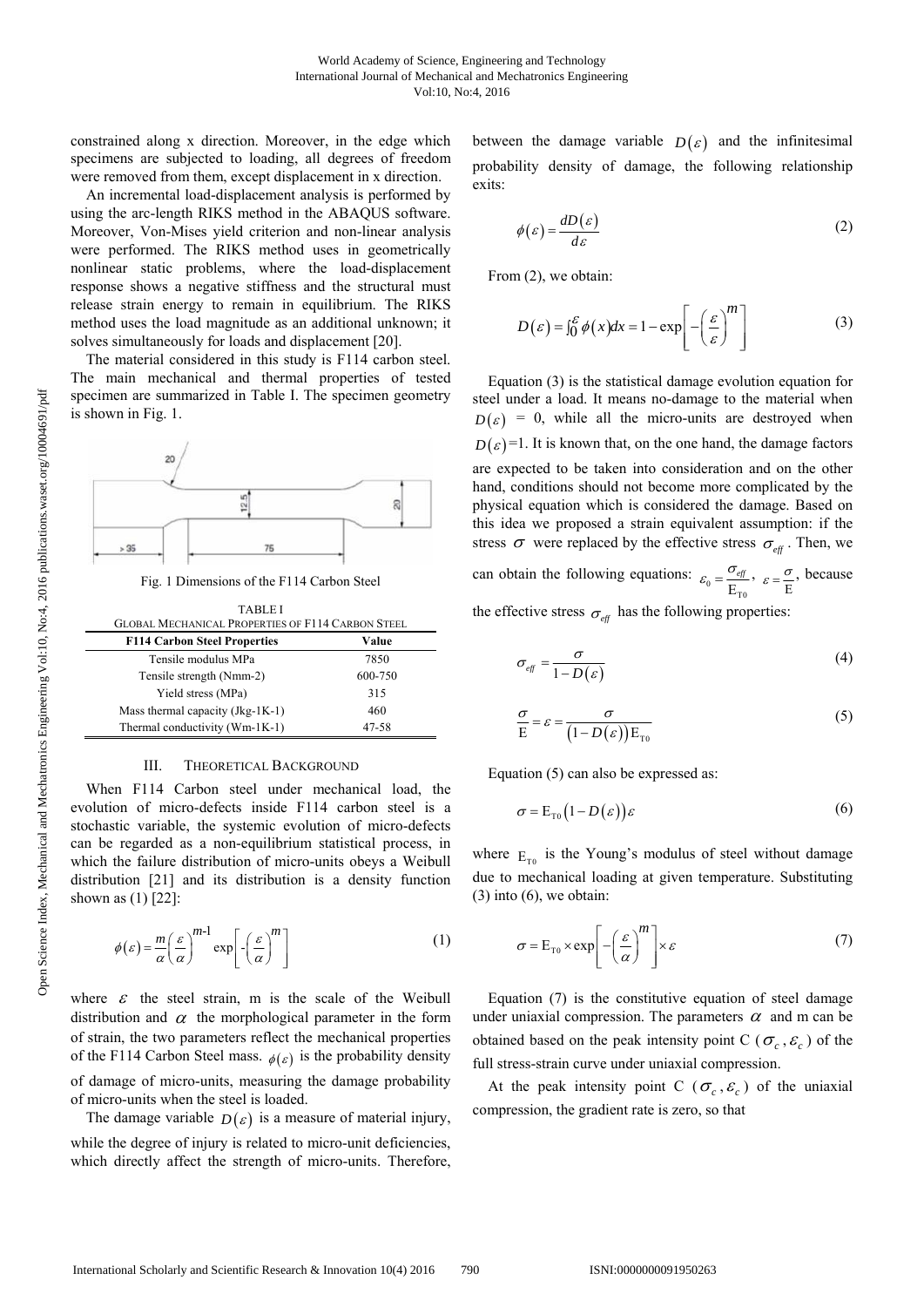constrained along x direction. Moreover, in the edge which specimens are subjected to loading, all degrees of freedom were removed from them, except displacement in x direction.

An incremental load-displacement analysis is performed by using the arc-length RIKS method in the ABAQUS software. Moreover, Von-Mises yield criterion and non-linear analysis were performed. The RIKS method uses in geometrically nonlinear static problems, where the load-displacement response shows a negative stiffness and the structural must release strain energy to remain in equilibrium. The RIKS method uses the load magnitude as an additional unknown; it solves simultaneously for loads and displacement [20].

The material considered in this study is F114 carbon steel. The main mechanical and thermal properties of tested specimen are summarized in Table I. The specimen geometry is shown in Fig. 1.

Fig. 1 Dimensions of the F114 Carbon Steel

TABLE I
GLOBAL MECHANICAL PROPERTIES OF F114 CARBON STEEL

| F114 Carbon Steel Properties | Value |
|---|---|
| Tensile modulus MPa | 7850 |
| Tensile strength (Nmm-2) | 600-750 |
| Yield stress (MPa) | 315 |
| Mass thermal capacity (Jkg-1K-1) | 460 |
| Thermal conductivity (Wm-1K-1) | 47-58 |

## III. Theoretical Background

When F114 Carbon steel under mechanical load, the evolution of micro-defects inside F114 carbon steel is a stochastic variable, the systemic evolution of micro-defects can be regarded as a non-equilibrium statistical process, in which the failure distribution of micro-units obeys a Weibull distribution [21] and its distribution is a density function shown as (1) [22]:

$$\phi(\varepsilon)=\frac{m}{\alpha}\left(\frac{\varepsilon}{\alpha}\right)^{m\text{-}1}\exp\left[\text{-}\left(\frac{\varepsilon}{\alpha}\right)^{m}\right] \tag{1}$$

where $\varepsilon$ the steel strain, m is the scale of the Weibull distribution and $\alpha$ the morphological parameter in the form of strain, the two parameters reflect the mechanical properties of the F114 Carbon Steel mass. $\phi(\varepsilon)$ is the probability density of damage of micro-units, measuring the damage probability of micro-units when the steel is loaded.

The damage variable $D(\varepsilon)$ is a measure of material injury, while the degree of injury is related to micro-unit deficiencies, which directly affect the strength of micro-units. Therefore, between the damage variable $D(\varepsilon)$ and the infinitesimal probability density of damage, the following relationship exits:

$$\phi(\varepsilon)=\frac{dD(\varepsilon)}{d\varepsilon} \tag{2}$$

From (2), we obtain:

$$D(\varepsilon)=\int_0^{\varepsilon}\phi(x)dx=1-\exp\left[-\left(\frac{\varepsilon}{\varepsilon}\right)^{m}\right] \tag{3}$$

Equation (3) is the statistical damage evolution equation for steel under a load. It means no-damage to the material when $D(\varepsilon)$ = 0, while all the micro-units are destroyed when $D(\varepsilon)$=1. It is known that, on the one hand, the damage factors are expected to be taken into consideration and on the other hand, conditions should not become more complicated by the physical equation which is considered the damage. Based on this idea we proposed a strain equivalent assumption: if the stress $\sigma$ were replaced by the effective stress $\sigma_{eff}$. Then, we can obtain the following equations: $\varepsilon_0=\frac{\sigma_{eff}}{E_{T0}}$, $\varepsilon=\frac{\sigma}{E}$, because the effective stress $\sigma_{eff}$ has the following properties:

$$\sigma_{eff}=\frac{\sigma}{1-D(\varepsilon)} \tag{4}$$

$$\frac{\sigma}{E}=\varepsilon=\frac{\sigma}{\left(1-D(\varepsilon)\right)E_{T0}} \tag{5}$$

Equation (5) can also be expressed as:

$$\sigma=E_{T0}\left(1-D(\varepsilon)\right)\varepsilon \tag{6}$$

where $E_{T0}$ is the Young's modulus of steel without damage due to mechanical loading at given temperature. Substituting (3) into (6), we obtain:

$$\sigma=E_{T0}\times\exp\left[-\left(\frac{\varepsilon}{\alpha}\right)^{m}\right]\times\varepsilon \tag{7}$$

Equation (7) is the constitutive equation of steel damage under uniaxial compression. The parameters $\alpha$ and m can be obtained based on the peak intensity point C ($\sigma_c$, $\varepsilon_c$) of the full stress-strain curve under uniaxial compression.

At the peak intensity point C ($\sigma_c$, $\varepsilon_c$) of the uniaxial compression, the gradient rate is zero, so that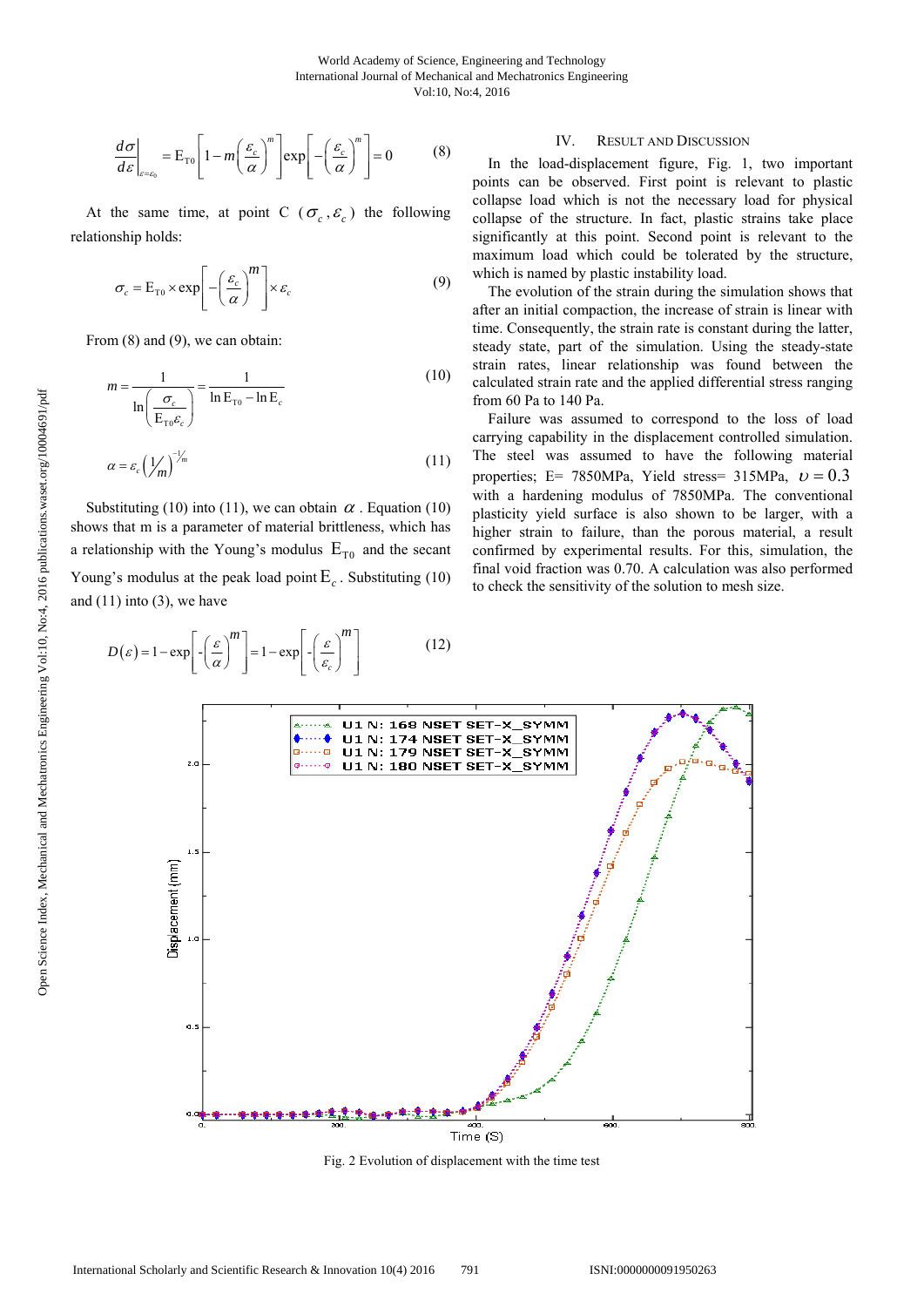$$\left.\frac{d\sigma}{d\varepsilon}\right|_{\varepsilon=\varepsilon_0} = \mathrm{E}_{\mathrm{T0}}\left[1-m\left(\frac{\varepsilon_c}{\alpha}\right)^m\right]\exp\left[-\left(\frac{\varepsilon_c}{\alpha}\right)^m\right]=0 \tag{8}$$

At the same time, at point C ($\sigma_c, \varepsilon_c$) the following relationship holds:

$$\sigma_c = \mathrm{E}_{\mathrm{T0}} \times \exp\left[-\left(\frac{\varepsilon_c}{\alpha}\right)^m\right] \times \varepsilon_c \tag{9}$$

From (8) and (9), we can obtain:

$$m = \frac{1}{\ln\left(\frac{\sigma_c}{\mathrm{E}_{\mathrm{T0}}\varepsilon_c}\right)} = \frac{1}{\ln \mathrm{E}_{\mathrm{T0}} - \ln \mathrm{E}_c} \tag{10}$$

$$\alpha = \varepsilon_c \left(\tfrac{1}{m}\right)^{-1/m} \tag{11}$$

Substituting (10) into (11), we can obtain $\alpha$. Equation (10) shows that m is a parameter of material brittleness, which has a relationship with the Young's modulus $\mathrm{E}_{\mathrm{T0}}$ and the secant Young's modulus at the peak load point $\mathrm{E}_c$. Substituting (10) and (11) into (3), we have

$$D(\varepsilon) = 1-\exp\left[-\left(\frac{\varepsilon}{\alpha}\right)^m\right] = 1-\exp\left[-\left(\frac{\varepsilon}{\varepsilon_c}\right)^m\right] \tag{12}$$

## IV. Result and Discussion

In the load-displacement figure, Fig. 1, two important points can be observed. First point is relevant to plastic collapse load which is not the necessary load for physical collapse of the structure. In fact, plastic strains take place significantly at this point. Second point is relevant to the maximum load which could be tolerated by the structure, which is named by plastic instability load.

The evolution of the strain during the simulation shows that after an initial compaction, the increase of strain is linear with time. Consequently, the strain rate is constant during the latter, steady state, part of the simulation. Using the steady-state strain rates, linear relationship was found between the calculated strain rate and the applied differential stress ranging from 60 Pa to 140 Pa.

Failure was assumed to correspond to the loss of load carrying capability in the displacement controlled simulation. The steel was assumed to have the following material properties; E= 7850MPa, Yield stress= 315MPa, $\upsilon = 0.3$ with a hardening modulus of 7850MPa. The conventional plasticity yield surface is also shown to be larger, with a higher strain to failure, than the porous material, a result confirmed by experimental results. For this, simulation, the final void fraction was 0.70. A calculation was also performed to check the sensitivity of the solution to mesh size.

Fig. 2 Evolution of displacement with the time test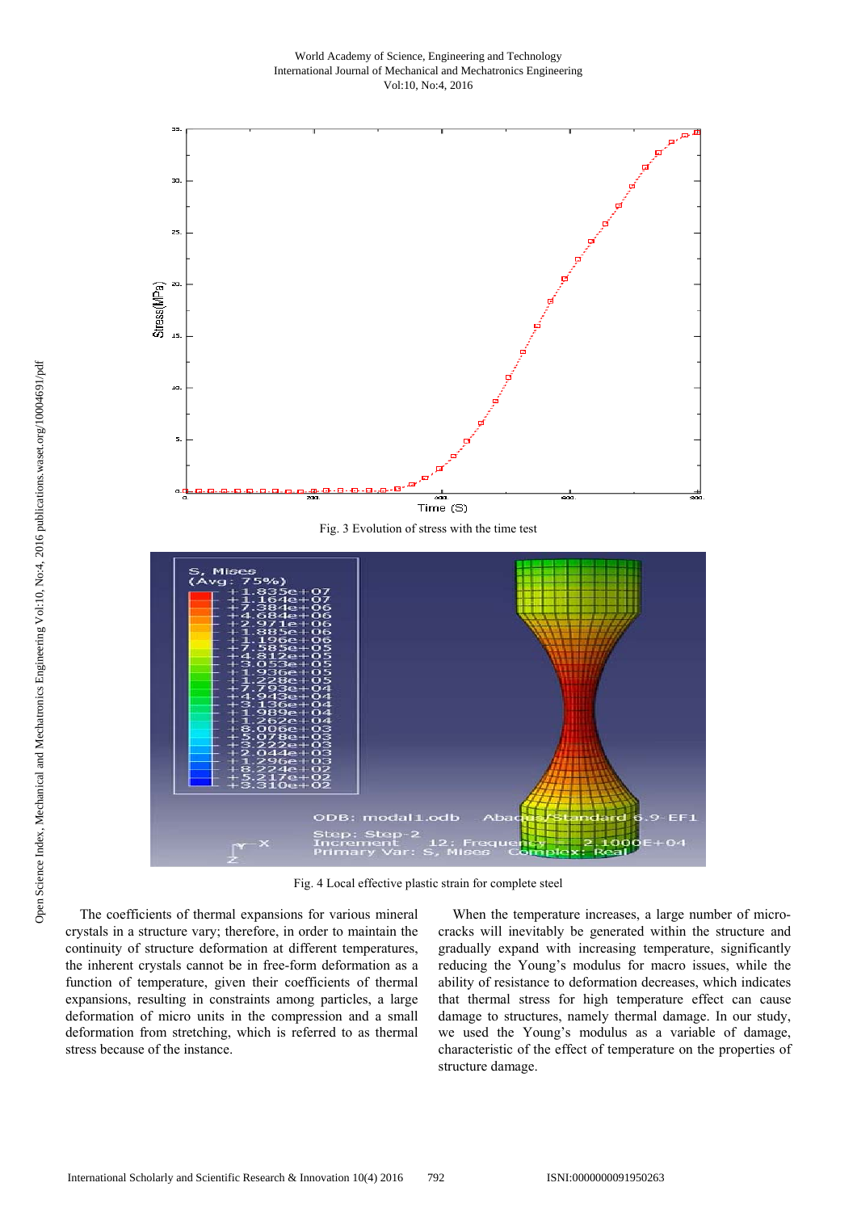Fig. 3 Evolution of stress with the time test

Fig. 4 Local effective plastic strain for complete steel

The coefficients of thermal expansions for various mineral crystals in a structure vary; therefore, in order to maintain the continuity of structure deformation at different temperatures, the inherent crystals cannot be in free-form deformation as a function of temperature, given their coefficients of thermal expansions, resulting in constraints among particles, a large deformation of micro units in the compression and a small deformation from stretching, which is referred to as thermal stress because of the instance.

When the temperature increases, a large number of micro-cracks will inevitably be generated within the structure and gradually expand with increasing temperature, significantly reducing the Young's modulus for macro issues, while the ability of resistance to deformation decreases, which indicates that thermal stress for high temperature effect can cause damage to structures, namely thermal damage. In our study, we used the Young's modulus as a variable of damage, characteristic of the effect of temperature on the properties of structure damage.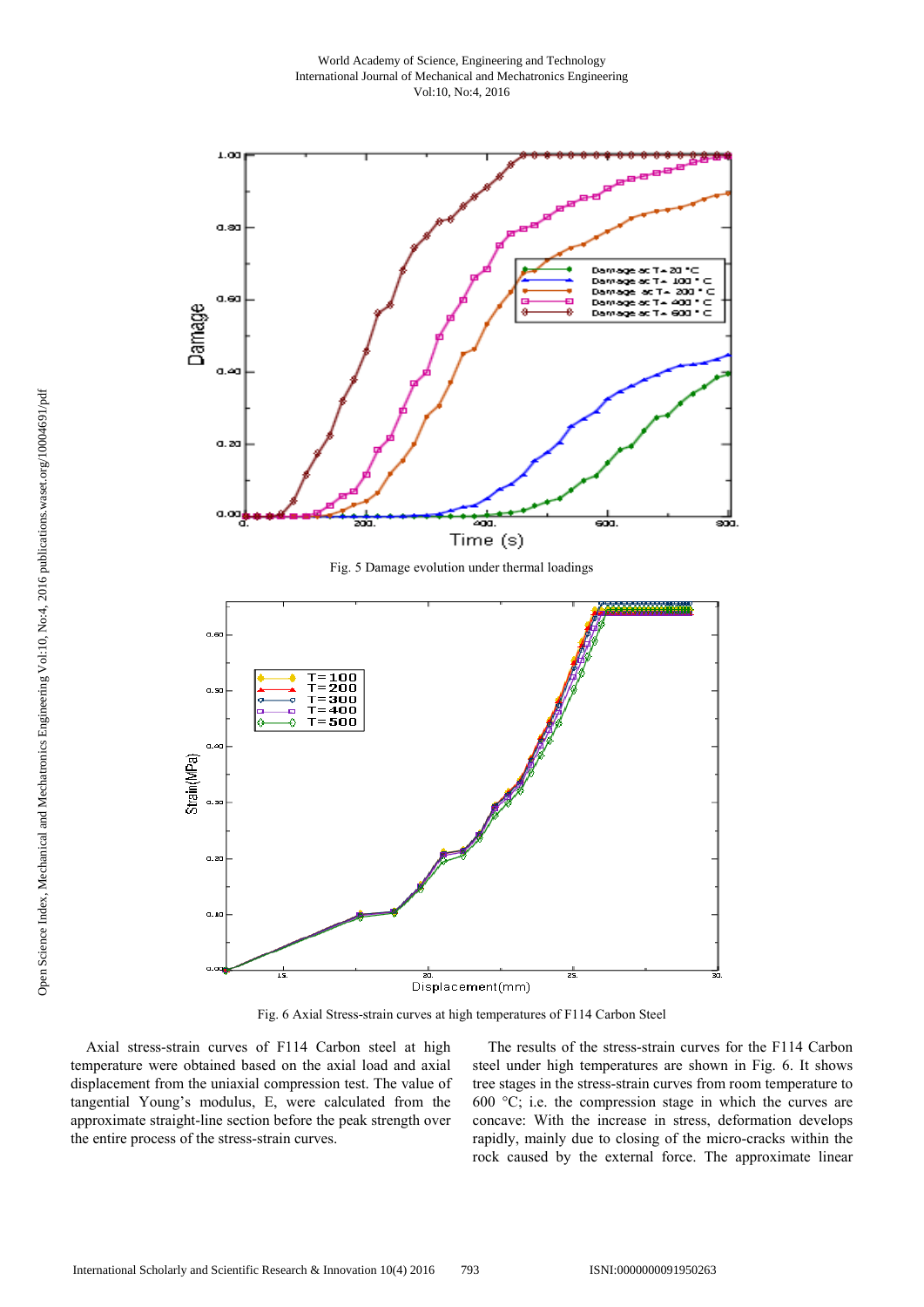Fig. 5 Damage evolution under thermal loadings

Fig. 6 Axial Stress-strain curves at high temperatures of F114 Carbon Steel

Axial stress-strain curves of F114 Carbon steel at high temperature were obtained based on the axial load and axial displacement from the uniaxial compression test. The value of tangential Young's modulus, E, were calculated from the approximate straight-line section before the peak strength over the entire process of the stress-strain curves.

The results of the stress-strain curves for the F114 Carbon steel under high temperatures are shown in Fig. 6. It shows tree stages in the stress-strain curves from room temperature to 600 °C; i.e. the compression stage in which the curves are concave: With the increase in stress, deformation develops rapidly, mainly due to closing of the micro-cracks within the rock caused by the external force. The approximate linear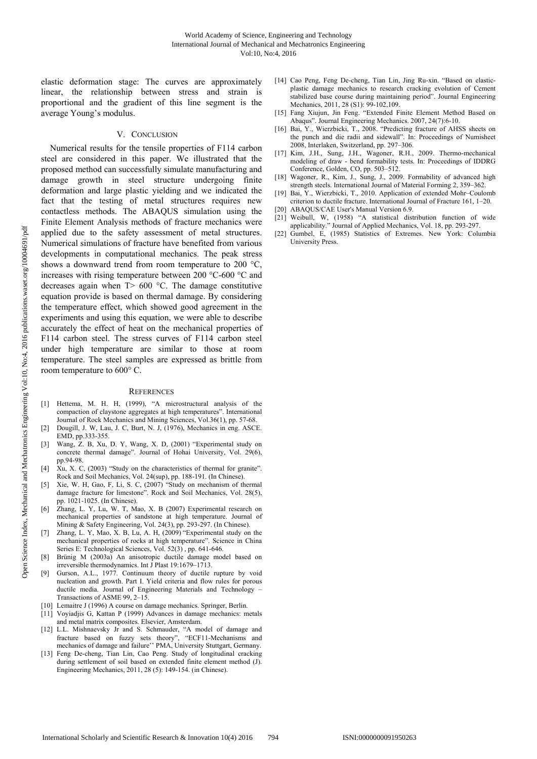elastic deformation stage: The curves are approximately linear, the relationship between stress and strain is proportional and the gradient of this line segment is the average Young's modulus.

## V. Conclusion

Numerical results for the tensile properties of F114 carbon steel are considered in this paper. We illustrated that the proposed method can successfully simulate manufacturing and damage growth in steel structure undergoing finite deformation and large plastic yielding and we indicated the fact that the testing of metal structures requires new contactless methods. The ABAQUS simulation using the Finite Element Analysis methods of fracture mechanics were applied due to the safety assessment of metal structures. Numerical simulations of fracture have benefited from various developments in computational mechanics. The peak stress shows a downward trend from room temperature to 200 °C, increases with rising temperature between 200 °C-600 °C and decreases again when T> 600 °C. The damage constitutive equation provide is based on thermal damage. By considering the temperature effect, which showed good agreement in the experiments and using this equation, we were able to describe accurately the effect of heat on the mechanical properties of F114 carbon steel. The stress curves of F114 carbon steel under high temperature are similar to those at room temperature. The steel samples are expressed as brittle from room temperature to 600° C.

## References

[1] Hettema, M. H. H, (1999), "A microstructural analysis of the compaction of claystone aggregates at high temperatures". International Journal of Rock Mechanics and Mining Sciences, Vol.36(1), pp. 57-68.

[2] Dougill, J. W, Lau, J. C, Burt, N. J, (1976), Mechanics in eng. ASCE. EMD, pp.333-355.

[3] Wang, Z. B, Xu, D. Y, Wang, X. D, (2001) "Experimental study on concrete thermal damage". Journal of Hohai University, Vol. 29(6), pp.94-98.

[4] Xu, X. C, (2003) "Study on the characteristics of thermal for granite". Rock and Soil Mechanics, Vol. 24(sup), pp. 188-191. (In Chinese).

[5] Xie, W. H, Gao, F, Li, S. C, (2007) "Study on mechanism of thermal damage fracture for limestone". Rock and Soil Mechanics, Vol. 28(5), pp. 1021-1025. (In Chinese).

[6] Zhang, L. Y, Lu, W. T, Mao, X. B (2007) Experimental research on mechanical properties of sandstone at high temperature. Journal of Mining & Safety Engineering, Vol. 24(3), pp. 293-297. (In Chinese).

[7] Zhang, L. Y, Mao, X. B, Lu, A. H, (2009) "Experimental study on the mechanical properties of rocks at high temperature". Science in China Series E: Technological Sciences, Vol. 52(3) , pp. 641-646.

[8] Brünig M (2003a) An anisotropic ductile damage model based on irreversible thermodynamics. Int J Plast 19:1679–1713.

[9] Gurson, A.L., 1977. Continuum theory of ductile rupture by void nucleation and growth. Part I. Yield criteria and flow rules for porous ductile media. Journal of Engineering Materials and Technology – Transactions of ASME 99, 2–15.

[10] Lemaitre J (1996) A course on damage mechanics. Springer, Berlin.

[11] Voyiadjis G, Kattan P (1999) Advances in damage mechanics: metals and metal matrix composites. Elsevier, Amsterdam.

[12] L.L. Mishnaevsky Jr and S. Schmauder, "A model of damage and fracture based on fuzzy sets theory", "ECF11-Mechanisms and mechanics of damage and failure'' PMA, University Stuttgart, Germany.

[13] Feng De-cheng, Tian Lin, Cao Peng. Study of longitudinal cracking during settlement of soil based on extended finite element method (J). Engineering Mechanics, 2011, 28 (5): 149-154. (in Chinese).

[14] Cao Peng, Feng De-cheng, Tian Lin, Jing Ru-xin. "Based on elastic-plastic damage mechanics to research cracking evolution of Cement stabilized base course during maintaining period". Journal Engineering Mechanics, 2011, 28 (S1): 99-102,109.

[15] Fang Xiujun, Jin Feng. "Extended Finite Element Method Based on Abaqus". Journal Engineering Mechanics. 2007, 24(7):6-10.

[16] Bai, Y., Wierzbicki, T., 2008. "Predicting fracture of AHSS sheets on the punch and die radii and sidewall". In: Proceedings of Numisheet 2008, Interlaken, Switzerland, pp. 297–306.

[17] Kim, J.H., Sung, J.H., Wagoner, R.H., 2009. Thermo-mechanical modeling of draw - bend formability tests. In: Proceedings of IDDRG Conference, Golden, CO, pp. 503–512.

[18] Wagoner, R., Kim, J., Sung, J., 2009. Formability of advanced high strength steels. International Journal of Material Forming 2, 359–362.

[19] Bai, Y., Wierzbicki, T., 2010. Application of extended Mohr–Coulomb criterion to ductile fracture. International Journal of Fracture 161, 1–20.

[20] ABAQUS/CAE User's Manual Version 6.9.

[21] Weibull, W, (1958) "A statistical distribution function of wide applicability." Journal of Applied Mechanics, Vol. 18, pp. 293-297.

[22] Gumbel, E, (1985) Statistics of Extremes. New York: Columbia University Press.